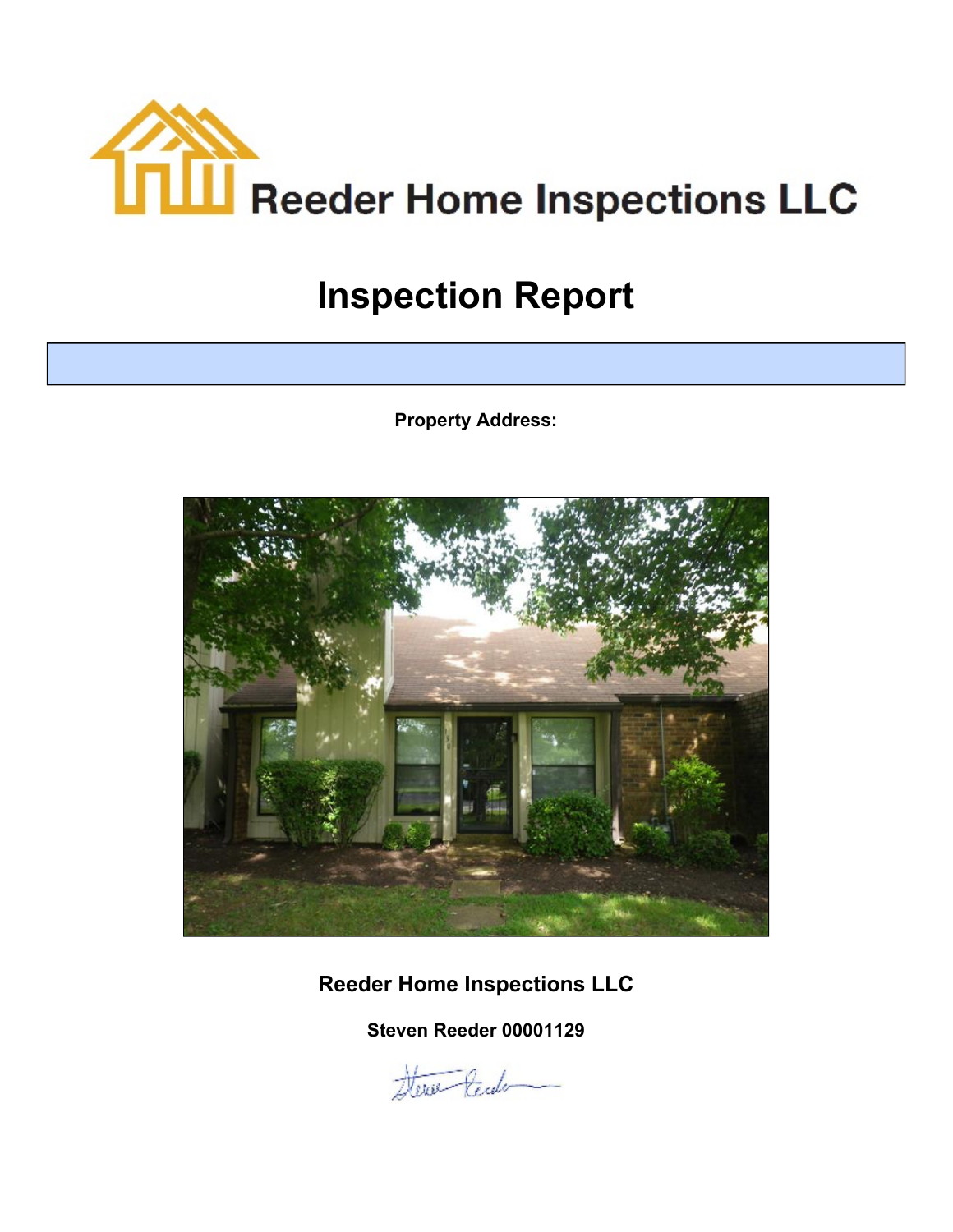Reeder Home Inspections LLC

# Inspection Report

**Property Address:**

## Reeder Home Inspections LLC

**Steven Reeder 00001129**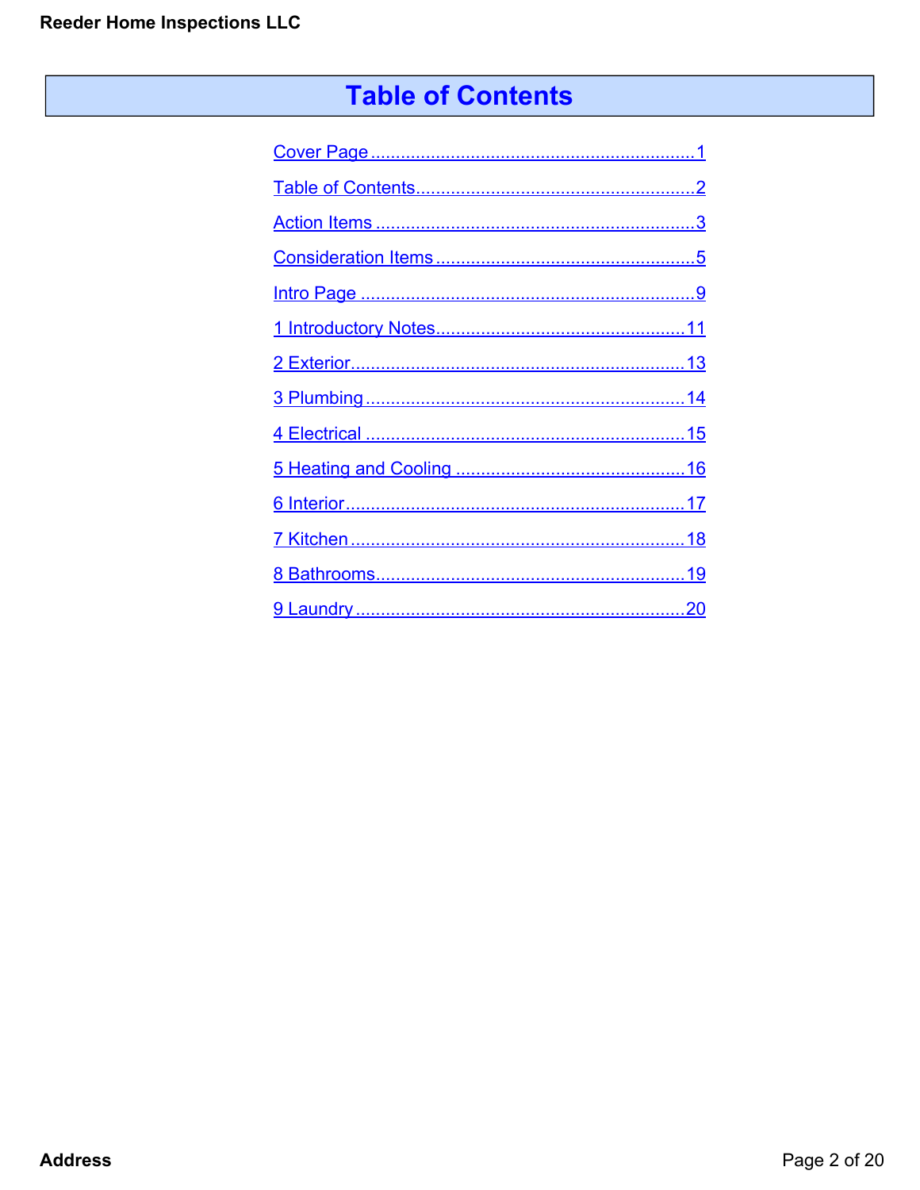# Table of Contents

Cover Page ................................................................ 1

Table of Contents ....................................................... 2

Action Items ............................................................... 3

Consideration Items .................................................... 5

Intro Page ................................................................... 9

1 Introductory Notes .................................................. 11

2 Exterior ................................................................... 13

3 Plumbing ................................................................ 14

4 Electrical ................................................................ 15

5 Heating and Cooling ............................................... 16

6 Interior ..................................................................... 17

7 Kitchen .................................................................... 18

8 Bathrooms ............................................................... 19

9 Laundry ................................................................... 20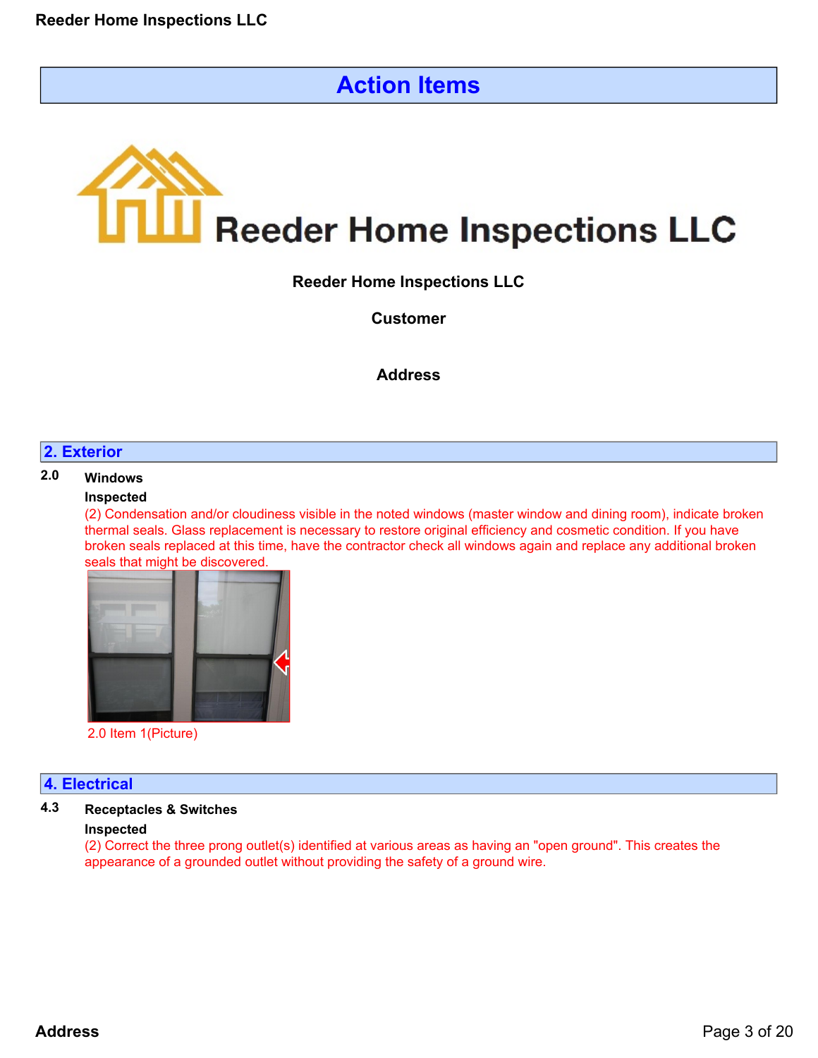# Action Items

**Reeder Home Inspections LLC**

**Customer**

**Address**

## 2. Exterior

**2.0 Windows**

**Inspected**

(2) Condensation and/or cloudiness visible in the noted windows (master window and dining room), indicate broken thermal seals. Glass replacement is necessary to restore original efficiency and cosmetic condition. If you have broken seals replaced at this time, have the contractor check all windows again and replace any additional broken seals that might be discovered.

2.0 Item 1(Picture)

## 4. Electrical

**4.3 Receptacles & Switches**

**Inspected**

(2) Correct the three prong outlet(s) identified at various areas as having an "open ground". This creates the appearance of a grounded outlet without providing the safety of a ground wire.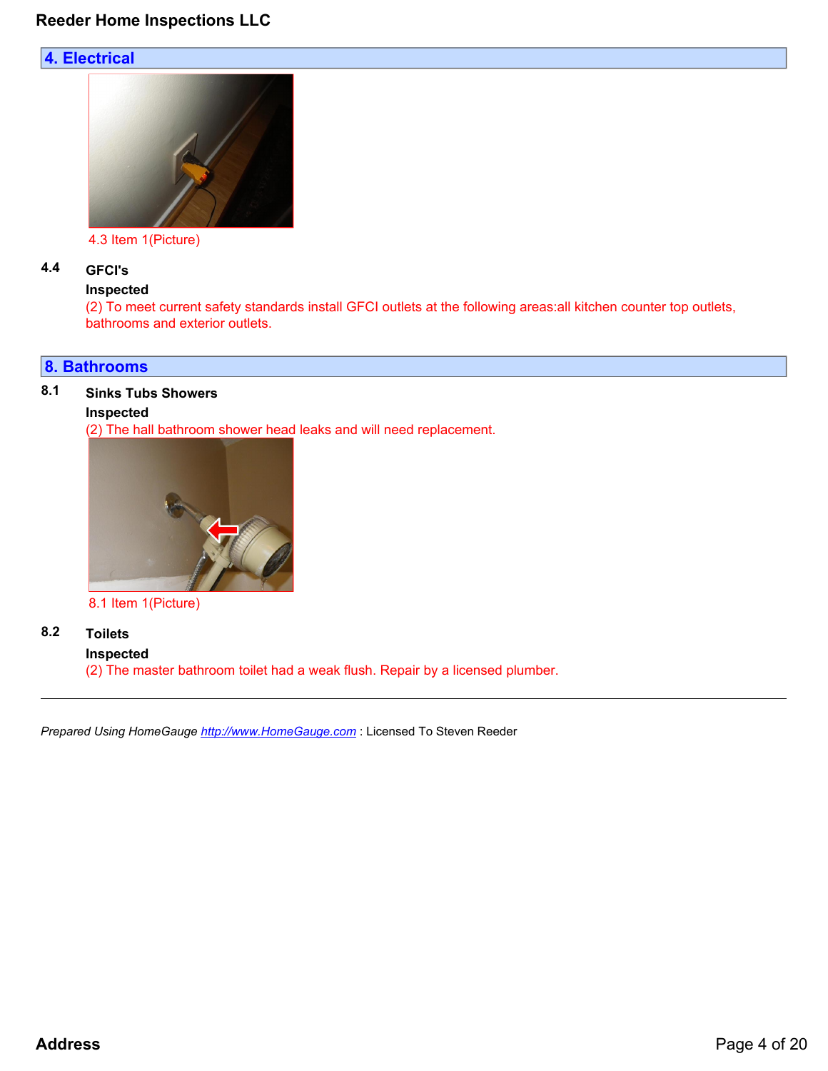## 4. Electrical

4.3 Item 1(Picture)

**4.4 GFCI's**

**Inspected**

(2) To meet current safety standards install GFCI outlets at the following areas:all kitchen counter top outlets, bathrooms and exterior outlets.

## 8. Bathrooms

**8.1 Sinks Tubs Showers**

**Inspected**

(2) The hall bathroom shower head leaks and will need replacement.

8.1 Item 1(Picture)

**8.2 Toilets**

**Inspected**

(2) The master bathroom toilet had a weak flush. Repair by a licensed plumber.

---

*Prepared Using HomeGauge http://www.HomeGauge.com* : Licensed To Steven Reeder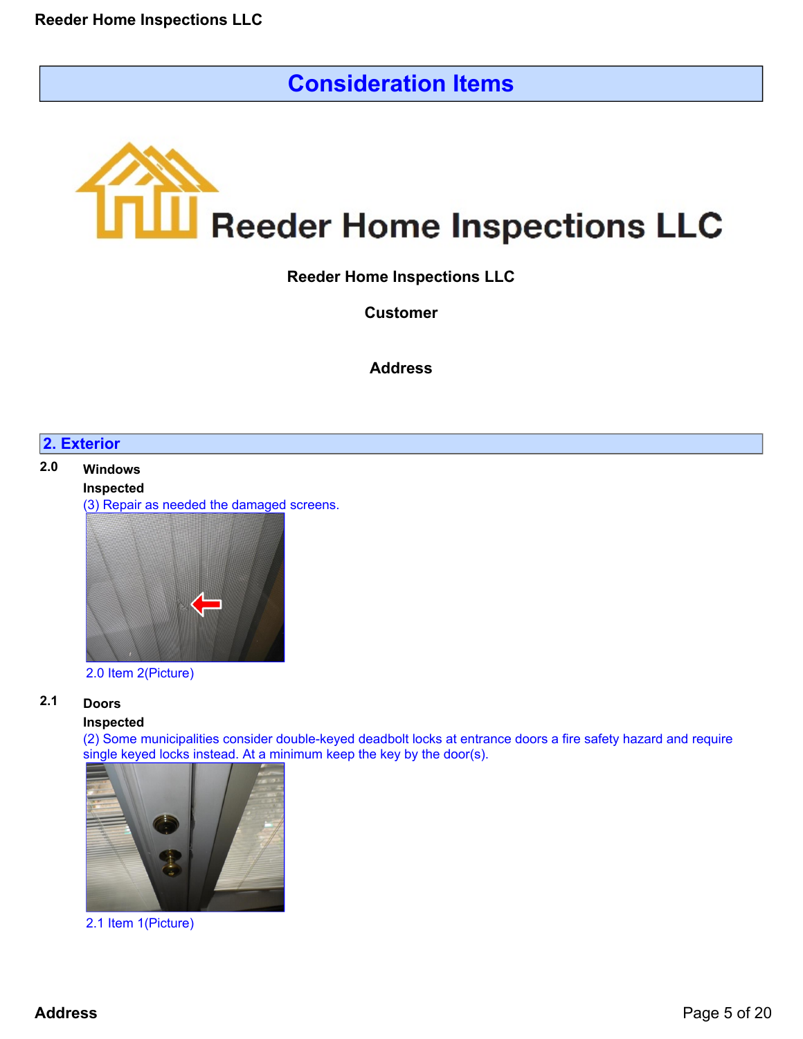# Consideration Items

**Reeder Home Inspections LLC**

**Customer**

**Address**

## 2. Exterior

**2.0 Windows**

**Inspected**

(3) Repair as needed the damaged screens.

2.0 Item 2(Picture)

**2.1 Doors**

**Inspected**

(2) Some municipalities consider double-keyed deadbolt locks at entrance doors a fire safety hazard and require single keyed locks instead. At a minimum keep the key by the door(s).

2.1 Item 1(Picture)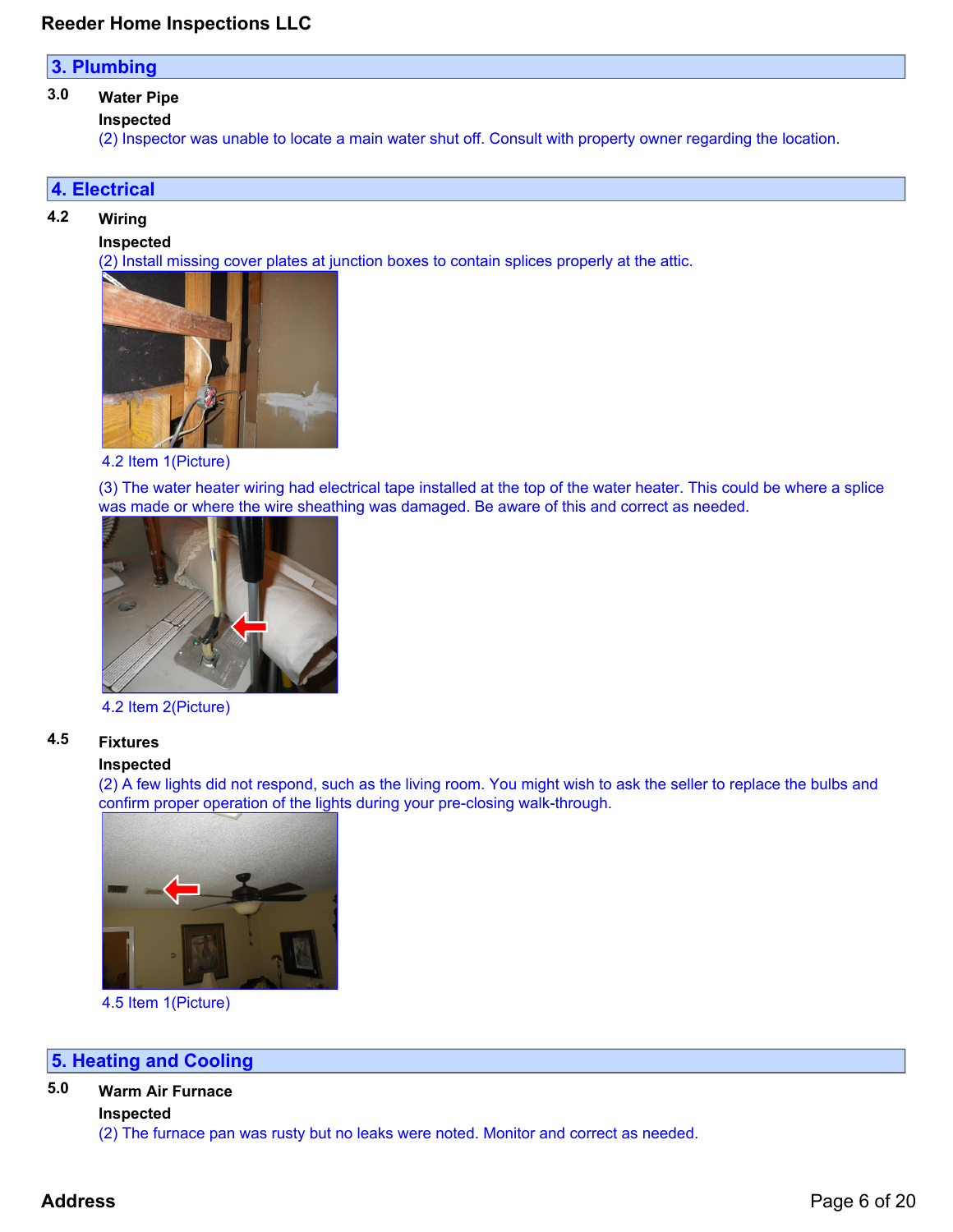## 3. Plumbing

**3.0 Water Pipe**

**Inspected**

(2) Inspector was unable to locate a main water shut off. Consult with property owner regarding the location.

## 4. Electrical

**4.2 Wiring**

**Inspected**

(2) Install missing cover plates at junction boxes to contain splices properly at the attic.

4.2 Item 1(Picture)

(3) The water heater wiring had electrical tape installed at the top of the water heater. This could be where a splice was made or where the wire sheathing was damaged. Be aware of this and correct as needed.

4.2 Item 2(Picture)

**4.5 Fixtures**

**Inspected**

(2) A few lights did not respond, such as the living room. You might wish to ask the seller to replace the bulbs and confirm proper operation of the lights during your pre-closing walk-through.

4.5 Item 1(Picture)

## 5. Heating and Cooling

**5.0 Warm Air Furnace**

**Inspected**

(2) The furnace pan was rusty but no leaks were noted. Monitor and correct as needed.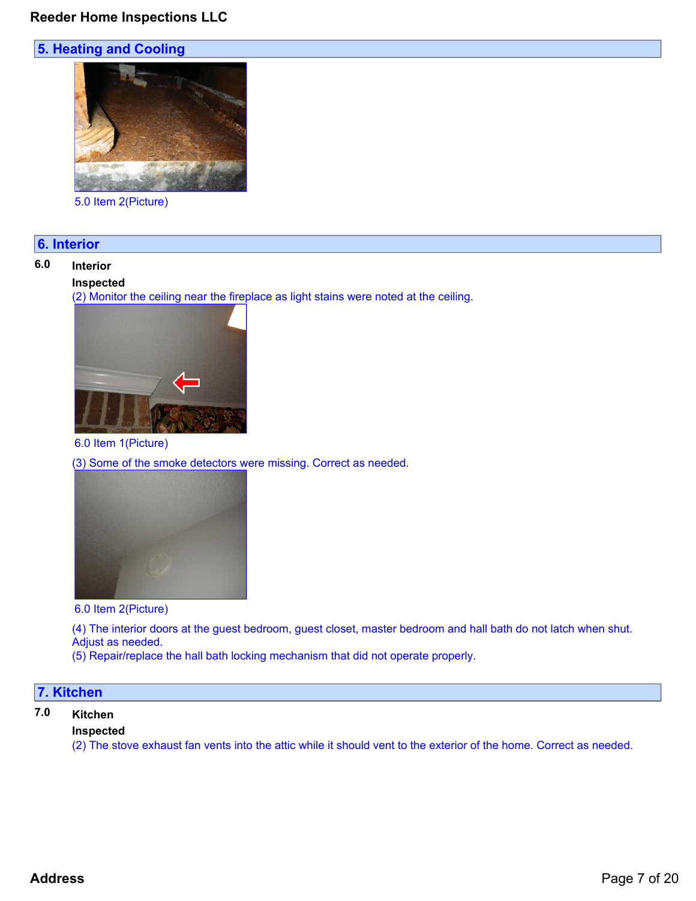## 5. Heating and Cooling

5.0 Item 2(Picture)

## 6. Interior

**6.0 Interior**

**Inspected**

(2) Monitor the ceiling near the fireplace as light stains were noted at the ceiling.

6.0 Item 1(Picture)

(3) Some of the smoke detectors were missing. Correct as needed.

6.0 Item 2(Picture)

(4) The interior doors at the guest bedroom, guest closet, master bedroom and hall bath do not latch when shut. Adjust as needed.

(5) Repair/replace the hall bath locking mechanism that did not operate properly.

## 7. Kitchen

**7.0 Kitchen**

**Inspected**

(2) The stove exhaust fan vents into the attic while it should vent to the exterior of the home. Correct as needed.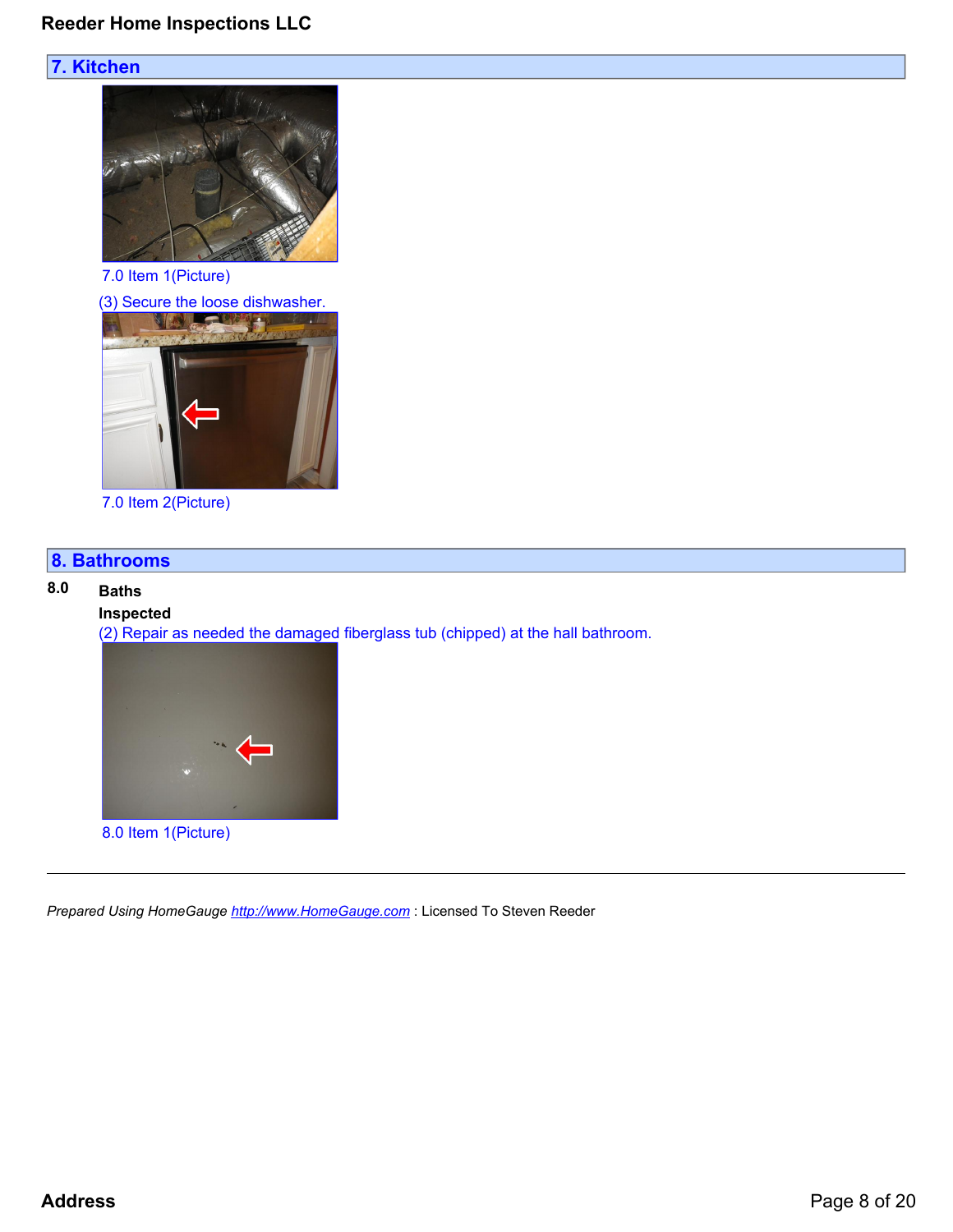## 7. Kitchen

7.0 Item 1(Picture)

(3) Secure the loose dishwasher.

7.0 Item 2(Picture)

## 8. Bathrooms

**8.0 Baths**

**Inspected**

(2) Repair as needed the damaged fiberglass tub (chipped) at the hall bathroom.

8.0 Item 1(Picture)

*Prepared Using HomeGauge http://www.HomeGauge.com* : Licensed To Steven Reeder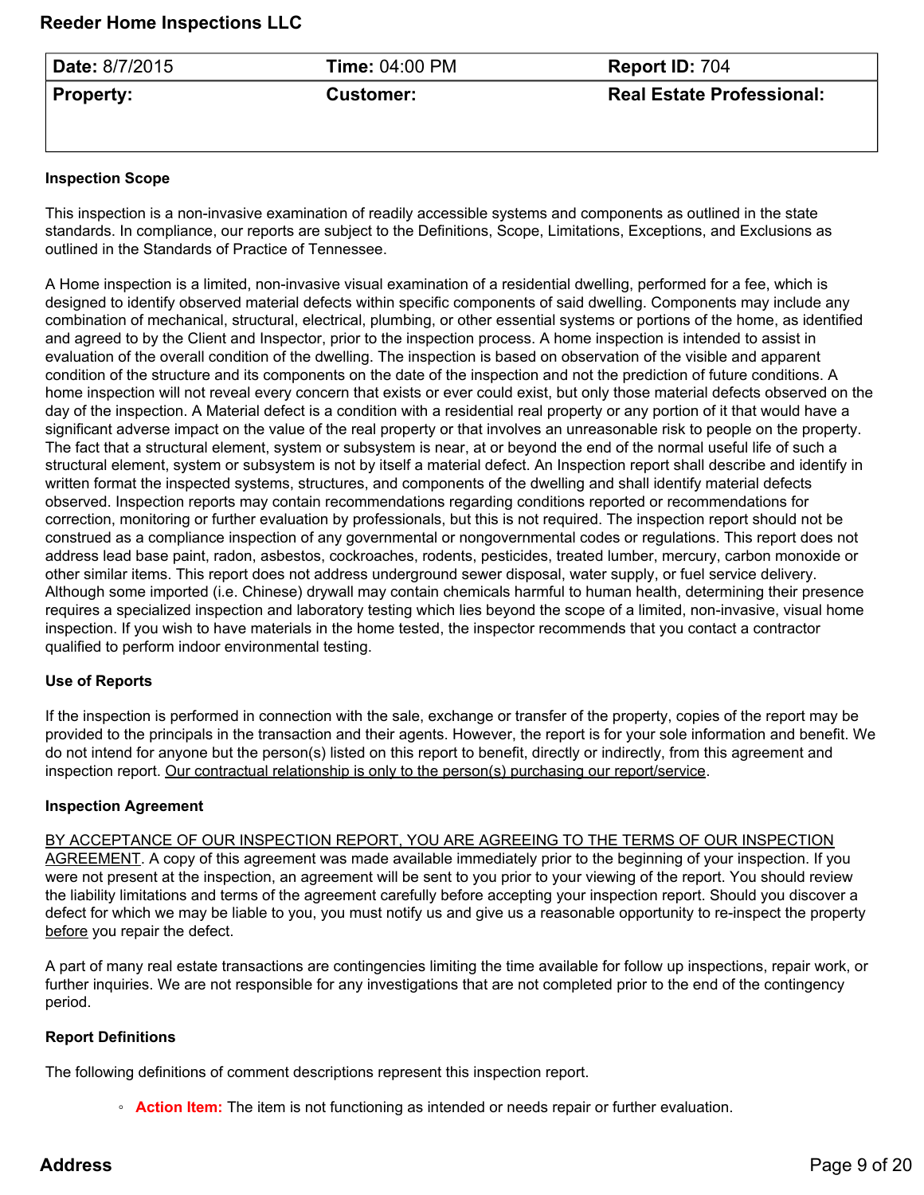## Reeder Home Inspections LLC

| Date: 8/7/2015 | Time: 04:00 PM | Report ID: 704 |
| --- | --- | --- |
| **Property:** | **Customer:** | **Real Estate Professional:** |

**Inspection Scope**

This inspection is a non-invasive examination of readily accessible systems and components as outlined in the state standards. In compliance, our reports are subject to the Definitions, Scope, Limitations, Exceptions, and Exclusions as outlined in the Standards of Practice of Tennessee.

A Home inspection is a limited, non-invasive visual examination of a residential dwelling, performed for a fee, which is designed to identify observed material defects within specific components of said dwelling. Components may include any combination of mechanical, structural, electrical, plumbing, or other essential systems or portions of the home, as identified and agreed to by the Client and Inspector, prior to the inspection process. A home inspection is intended to assist in evaluation of the overall condition of the dwelling. The inspection is based on observation of the visible and apparent condition of the structure and its components on the date of the inspection and not the prediction of future conditions. A home inspection will not reveal every concern that exists or ever could exist, but only those material defects observed on the day of the inspection. A Material defect is a condition with a residential real property or any portion of it that would have a significant adverse impact on the value of the real property or that involves an unreasonable risk to people on the property. The fact that a structural element, system or subsystem is near, at or beyond the end of the normal useful life of such a structural element, system or subsystem is not by itself a material defect. An Inspection report shall describe and identify in written format the inspected systems, structures, and components of the dwelling and shall identify material defects observed. Inspection reports may contain recommendations regarding conditions reported or recommendations for correction, monitoring or further evaluation by professionals, but this is not required. The inspection report should not be construed as a compliance inspection of any governmental or nongovernmental codes or regulations. This report does not address lead base paint, radon, asbestos, cockroaches, rodents, pesticides, treated lumber, mercury, carbon monoxide or other similar items. This report does not address underground sewer disposal, water supply, or fuel service delivery. Although some imported (i.e. Chinese) drywall may contain chemicals harmful to human health, determining their presence requires a specialized inspection and laboratory testing which lies beyond the scope of a limited, non-invasive, visual home inspection. If you wish to have materials in the home tested, the inspector recommends that you contact a contractor qualified to perform indoor environmental testing.

**Use of Reports**

If the inspection is performed in connection with the sale, exchange or transfer of the property, copies of the report may be provided to the principals in the transaction and their agents. However, the report is for your sole information and benefit. We do not intend for anyone but the person(s) listed on this report to benefit, directly or indirectly, from this agreement and inspection report. Our contractual relationship is only to the person(s) purchasing our report/service.

**Inspection Agreement**

BY ACCEPTANCE OF OUR INSPECTION REPORT, YOU ARE AGREEING TO THE TERMS OF OUR INSPECTION AGREEMENT. A copy of this agreement was made available immediately prior to the beginning of your inspection. If you were not present at the inspection, an agreement will be sent to you prior to your viewing of the report. You should review the liability limitations and terms of the agreement carefully before accepting your inspection report. Should you discover a defect for which we may be liable to you, you must notify us and give us a reasonable opportunity to re-inspect the property before you repair the defect.

A part of many real estate transactions are contingencies limiting the time available for follow up inspections, repair work, or further inquiries. We are not responsible for any investigations that are not completed prior to the end of the contingency period.

**Report Definitions**

The following definitions of comment descriptions represent this inspection report.

- **Action Item:** The item is not functioning as intended or needs repair or further evaluation.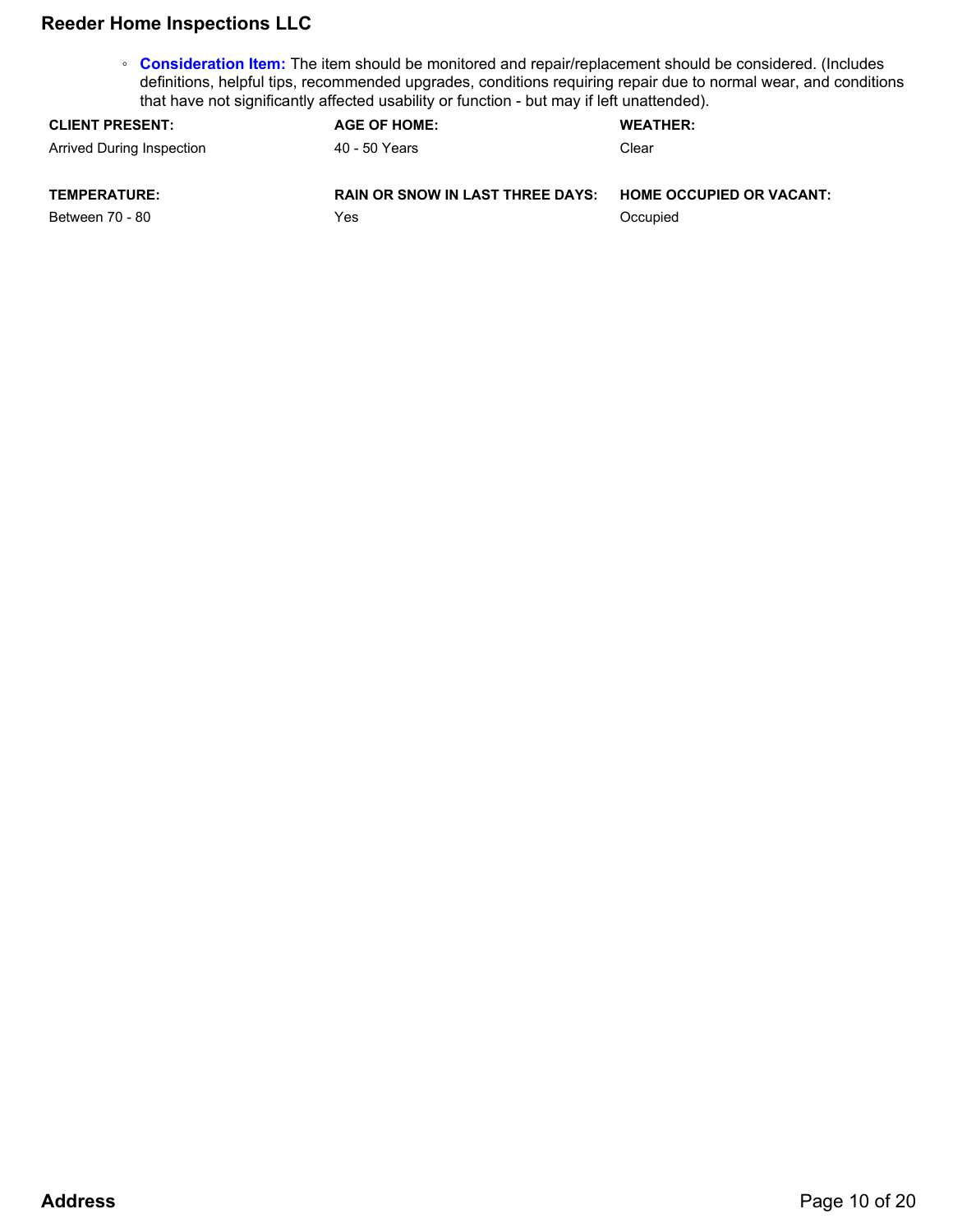- **Consideration Item:** The item should be monitored and repair/replacement should be considered. (Includes definitions, helpful tips, recommended upgrades, conditions requiring repair due to normal wear, and conditions that have not significantly affected usability or function - but may if left unattended).

**CLIENT PRESENT:**
Arrived During Inspection

**AGE OF HOME:**
40 - 50 Years

**WEATHER:**
Clear

**TEMPERATURE:**
Between 70 - 80

**RAIN OR SNOW IN LAST THREE DAYS:**
Yes

**HOME OCCUPIED OR VACANT:**
Occupied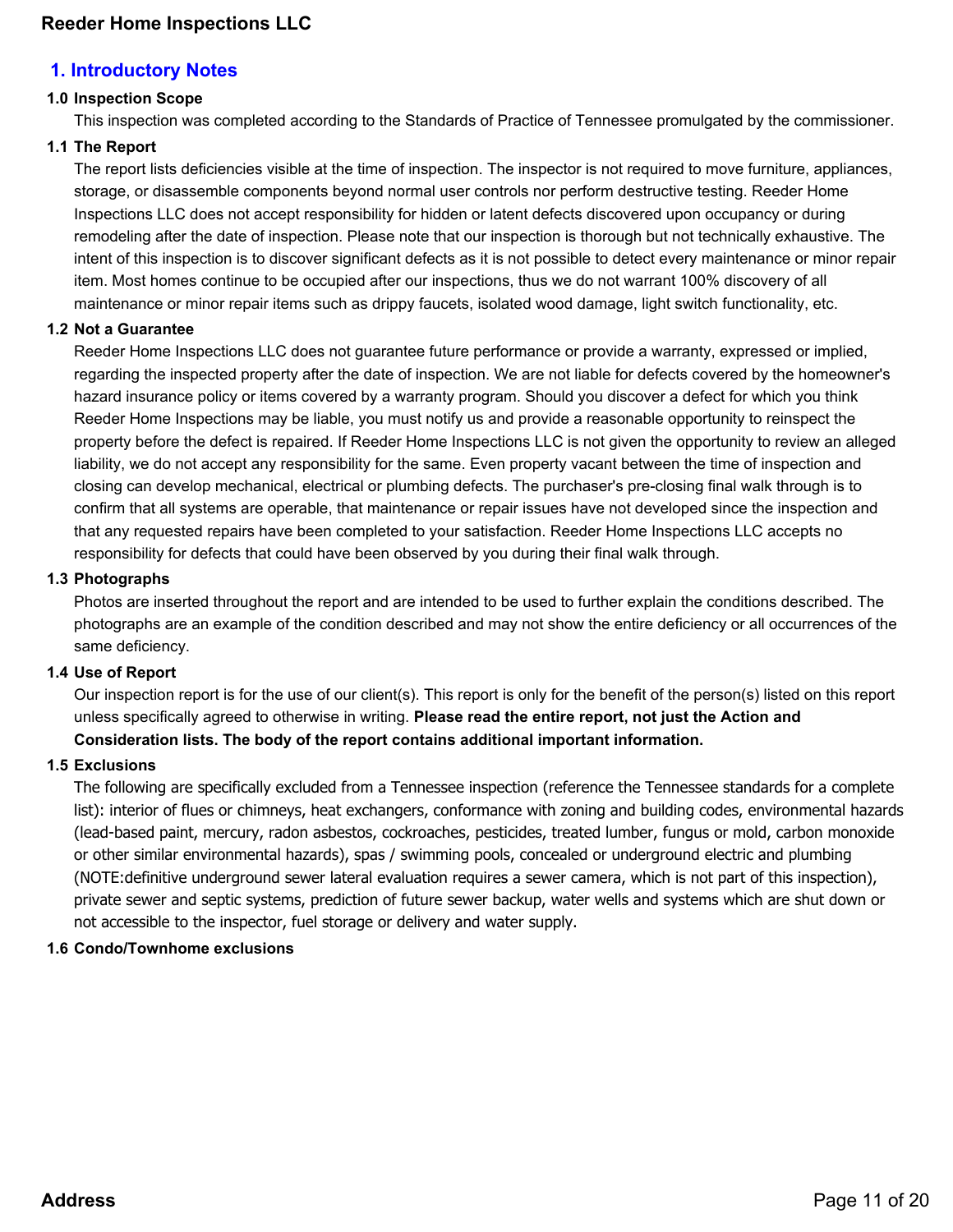## 1. Introductory Notes

### 1.0 Inspection Scope

This inspection was completed according to the Standards of Practice of Tennessee promulgated by the commissioner.

### 1.1 The Report

The report lists deficiencies visible at the time of inspection. The inspector is not required to move furniture, appliances, storage, or disassemble components beyond normal user controls nor perform destructive testing. Reeder Home Inspections LLC does not accept responsibility for hidden or latent defects discovered upon occupancy or during remodeling after the date of inspection. Please note that our inspection is thorough but not technically exhaustive. The intent of this inspection is to discover significant defects as it is not possible to detect every maintenance or minor repair item. Most homes continue to be occupied after our inspections, thus we do not warrant 100% discovery of all maintenance or minor repair items such as drippy faucets, isolated wood damage, light switch functionality, etc.

### 1.2 Not a Guarantee

Reeder Home Inspections LLC does not guarantee future performance or provide a warranty, expressed or implied, regarding the inspected property after the date of inspection. We are not liable for defects covered by the homeowner's hazard insurance policy or items covered by a warranty program. Should you discover a defect for which you think Reeder Home Inspections may be liable, you must notify us and provide a reasonable opportunity to reinspect the property before the defect is repaired. If Reeder Home Inspections LLC is not given the opportunity to review an alleged liability, we do not accept any responsibility for the same. Even property vacant between the time of inspection and closing can develop mechanical, electrical or plumbing defects. The purchaser's pre-closing final walk through is to confirm that all systems are operable, that maintenance or repair issues have not developed since the inspection and that any requested repairs have been completed to your satisfaction. Reeder Home Inspections LLC accepts no responsibility for defects that could have been observed by you during their final walk through.

### 1.3 Photographs

Photos are inserted throughout the report and are intended to be used to further explain the conditions described. The photographs are an example of the condition described and may not show the entire deficiency or all occurrences of the same deficiency.

### 1.4 Use of Report

Our inspection report is for the use of our client(s). This report is only for the benefit of the person(s) listed on this report unless specifically agreed to otherwise in writing. **Please read the entire report, not just the Action and Consideration lists. The body of the report contains additional important information.**

### 1.5 Exclusions

The following are specifically excluded from a Tennessee inspection (reference the Tennessee standards for a complete list): interior of flues or chimneys, heat exchangers, conformance with zoning and building codes, environmental hazards (lead-based paint, mercury, radon asbestos, cockroaches, pesticides, treated lumber, fungus or mold, carbon monoxide or other similar environmental hazards), spas / swimming pools, concealed or underground electric and plumbing (NOTE:definitive underground sewer lateral evaluation requires a sewer camera, which is not part of this inspection), private sewer and septic systems, prediction of future sewer backup, water wells and systems which are shut down or not accessible to the inspector, fuel storage or delivery and water supply.

### 1.6 Condo/Townhome exclusions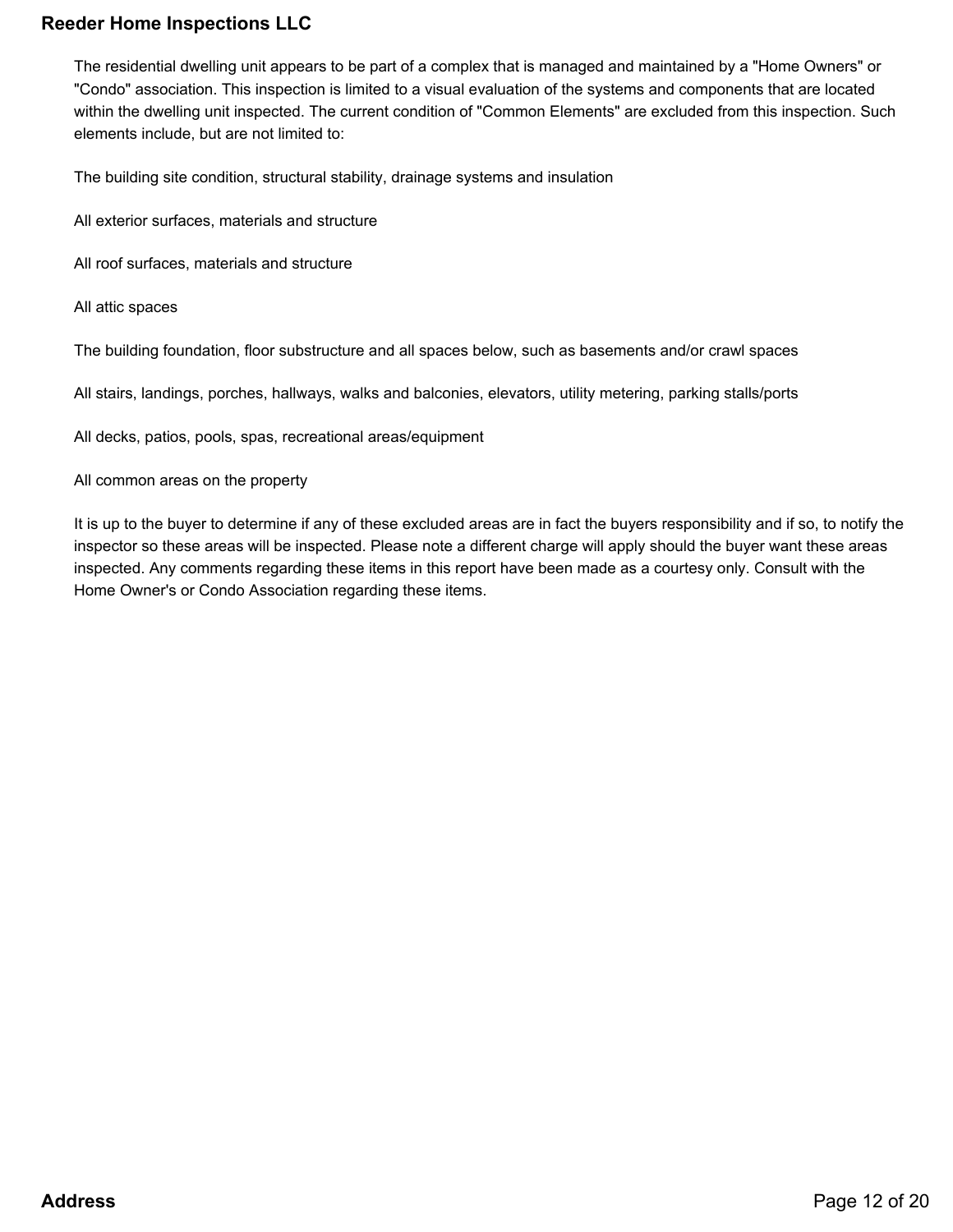The residential dwelling unit appears to be part of a complex that is managed and maintained by a "Home Owners" or "Condo" association. This inspection is limited to a visual evaluation of the systems and components that are located within the dwelling unit inspected. The current condition of "Common Elements" are excluded from this inspection. Such elements include, but are not limited to:

The building site condition, structural stability, drainage systems and insulation

All exterior surfaces, materials and structure

All roof surfaces, materials and structure

All attic spaces

The building foundation, floor substructure and all spaces below, such as basements and/or crawl spaces

All stairs, landings, porches, hallways, walks and balconies, elevators, utility metering, parking stalls/ports

All decks, patios, pools, spas, recreational areas/equipment

All common areas on the property

It is up to the buyer to determine if any of these excluded areas are in fact the buyers responsibility and if so, to notify the inspector so these areas will be inspected. Please note a different charge will apply should the buyer want these areas inspected. Any comments regarding these items in this report have been made as a courtesy only. Consult with the Home Owner's or Condo Association regarding these items.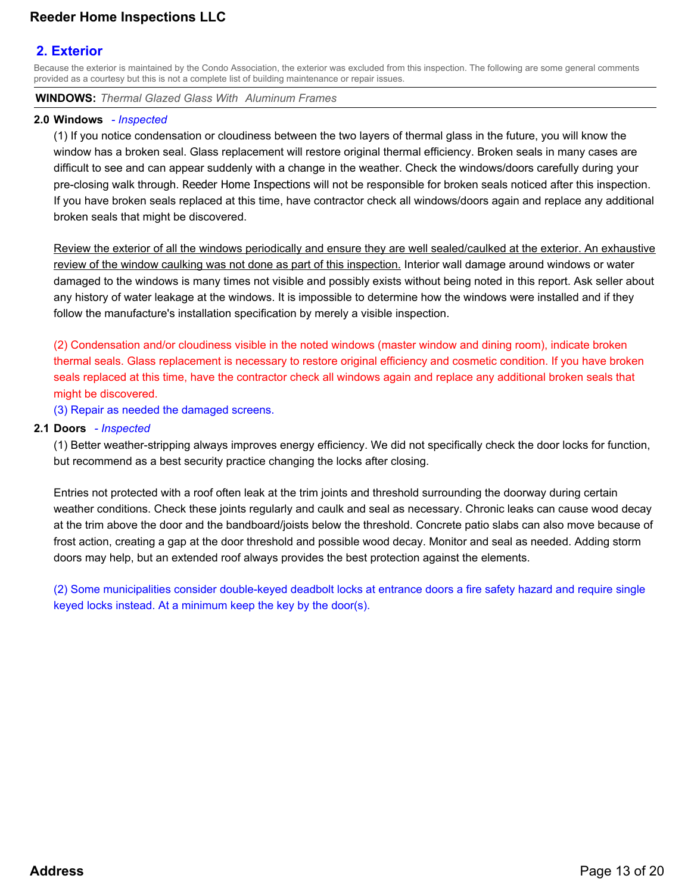## 2. Exterior

Because the exterior is maintained by the Condo Association, the exterior was excluded from this inspection. The following are some general comments provided as a courtesy but this is not a complete list of building maintenance or repair issues.

**WINDOWS:** *Thermal Glazed Glass With Aluminum Frames*

**2.0 Windows** *- Inspected*

(1) If you notice condensation or cloudiness between the two layers of thermal glass in the future, you will know the window has a broken seal. Glass replacement will restore original thermal efficiency. Broken seals in many cases are difficult to see and can appear suddenly with a change in the weather. Check the windows/doors carefully during your pre-closing walk through. Reeder Home Inspections will not be responsible for broken seals noticed after this inspection. If you have broken seals replaced at this time, have contractor check all windows/doors again and replace any additional broken seals that might be discovered.

Review the exterior of all the windows periodically and ensure they are well sealed/caulked at the exterior. An exhaustive review of the window caulking was not done as part of this inspection. Interior wall damage around windows or water damaged to the windows is many times not visible and possibly exists without being noted in this report. Ask seller about any history of water leakage at the windows. It is impossible to determine how the windows were installed and if they follow the manufacture's installation specification by merely a visible inspection.

(2) Condensation and/or cloudiness visible in the noted windows (master window and dining room), indicate broken thermal seals. Glass replacement is necessary to restore original efficiency and cosmetic condition. If you have broken seals replaced at this time, have the contractor check all windows again and replace any additional broken seals that might be discovered.

(3) Repair as needed the damaged screens.

**2.1 Doors** *- Inspected*

(1) Better weather-stripping always improves energy efficiency. We did not specifically check the door locks for function, but recommend as a best security practice changing the locks after closing.

Entries not protected with a roof often leak at the trim joints and threshold surrounding the doorway during certain weather conditions. Check these joints regularly and caulk and seal as necessary. Chronic leaks can cause wood decay at the trim above the door and the bandboard/joists below the threshold. Concrete patio slabs can also move because of frost action, creating a gap at the door threshold and possible wood decay. Monitor and seal as needed. Adding storm doors may help, but an extended roof always provides the best protection against the elements.

(2) Some municipalities consider double-keyed deadbolt locks at entrance doors a fire safety hazard and require single keyed locks instead. At a minimum keep the key by the door(s).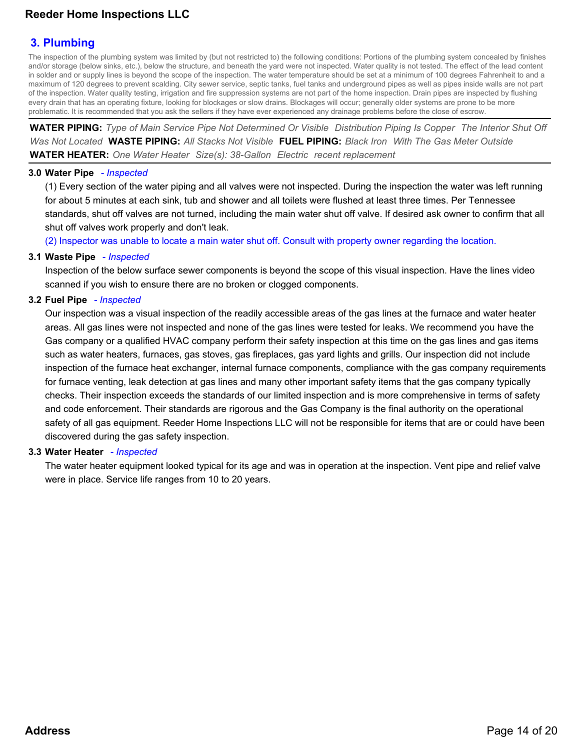## 3. Plumbing

The inspection of the plumbing system was limited by (but not restricted to) the following conditions: Portions of the plumbing system concealed by finishes and/or storage (below sinks, etc.), below the structure, and beneath the yard were not inspected. Water quality is not tested. The effect of the lead content in solder and or supply lines is beyond the scope of the inspection. The water temperature should be set at a minimum of 100 degrees Fahrenheit to and a maximum of 120 degrees to prevent scalding. City sewer service, septic tanks, fuel tanks and underground pipes as well as pipes inside walls are not part of the inspection. Water quality testing, irrigation and fire suppression systems are not part of the home inspection. Drain pipes are inspected by flushing every drain that has an operating fixture, looking for blockages or slow drains. Blockages will occur; generally older systems are prone to be more problematic. It is recommended that you ask the sellers if they have ever experienced any drainage problems before the close of escrow.

**WATER PIPING:** *Type of Main Service Pipe Not Determined Or Visible* *Distribution Piping Is Copper* *The Interior Shut Off Was Not Located* **WASTE PIPING:** *All Stacks Not Visible* **FUEL PIPING:** *Black Iron* *With The Gas Meter Outside* **WATER HEATER:** *One Water Heater* *Size(s): 38-Gallon* *Electric* *recent replacement*

### 3.0 Water Pipe *- Inspected*

(1) Every section of the water piping and all valves were not inspected. During the inspection the water was left running for about 5 minutes at each sink, tub and shower and all toilets were flushed at least three times. Per Tennessee standards, shut off valves are not turned, including the main water shut off valve. If desired ask owner to confirm that all shut off valves work properly and don't leak.

(2) Inspector was unable to locate a main water shut off. Consult with property owner regarding the location.

### 3.1 Waste Pipe *- Inspected*

Inspection of the below surface sewer components is beyond the scope of this visual inspection. Have the lines video scanned if you wish to ensure there are no broken or clogged components.

### 3.2 Fuel Pipe *- Inspected*

Our inspection was a visual inspection of the readily accessible areas of the gas lines at the furnace and water heater areas. All gas lines were not inspected and none of the gas lines were tested for leaks. We recommend you have the Gas company or a qualified HVAC company perform their safety inspection at this time on the gas lines and gas items such as water heaters, furnaces, gas stoves, gas fireplaces, gas yard lights and grills. Our inspection did not include inspection of the furnace heat exchanger, internal furnace components, compliance with the gas company requirements for furnace venting, leak detection at gas lines and many other important safety items that the gas company typically checks. Their inspection exceeds the standards of our limited inspection and is more comprehensive in terms of safety and code enforcement. Their standards are rigorous and the Gas Company is the final authority on the operational safety of all gas equipment. Reeder Home Inspections LLC will not be responsible for items that are or could have been discovered during the gas safety inspection.

### 3.3 Water Heater *- Inspected*

The water heater equipment looked typical for its age and was in operation at the inspection. Vent pipe and relief valve were in place. Service life ranges from 10 to 20 years.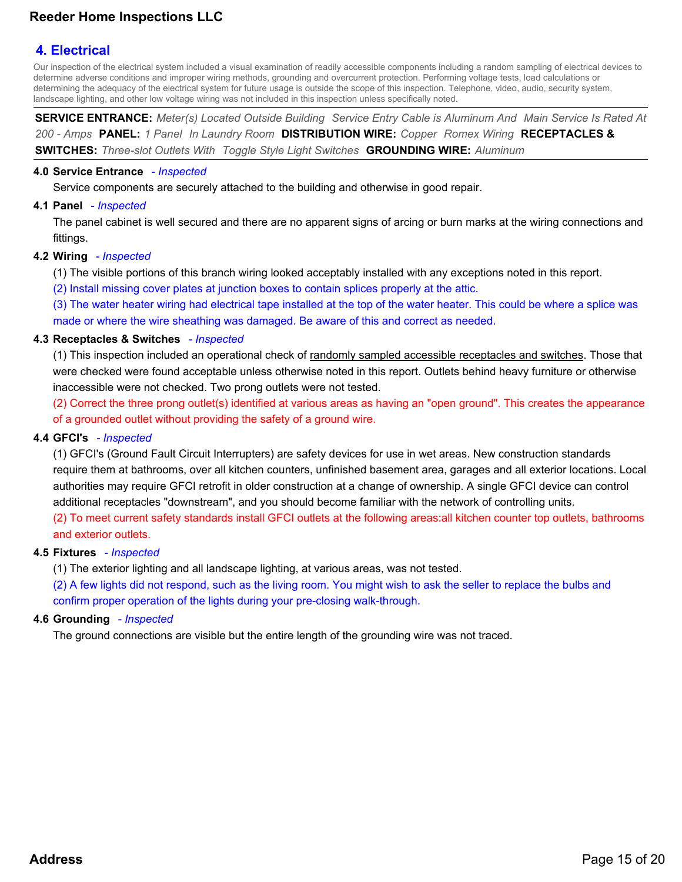## 4. Electrical

Our inspection of the electrical system included a visual examination of readily accessible components including a random sampling of electrical devices to determine adverse conditions and improper wiring methods, grounding and overcurrent protection. Performing voltage tests, load calculations or determining the adequacy of the electrical system for future usage is outside the scope of this inspection. Telephone, video, audio, security system, landscape lighting, and other low voltage wiring was not included in this inspection unless specifically noted.

**SERVICE ENTRANCE:** *Meter(s) Located Outside Building* *Service Entry Cable is Aluminum And* *Main Service Is Rated At 200 - Amps* **PANEL:** *1 Panel* *In Laundry Room* **DISTRIBUTION WIRE:** *Copper* *Romex Wiring* **RECEPTACLES & SWITCHES:** *Three-slot Outlets With* *Toggle Style Light Switches* **GROUNDING WIRE:** *Aluminum*

**4.0 Service Entrance** *- Inspected*

Service components are securely attached to the building and otherwise in good repair.

**4.1 Panel** *- Inspected*

The panel cabinet is well secured and there are no apparent signs of arcing or burn marks at the wiring connections and fittings.

**4.2 Wiring** *- Inspected*

(1) The visible portions of this branch wiring looked acceptably installed with any exceptions noted in this report.

(2) Install missing cover plates at junction boxes to contain splices properly at the attic.

(3) The water heater wiring had electrical tape installed at the top of the water heater. This could be where a splice was made or where the wire sheathing was damaged. Be aware of this and correct as needed.

**4.3 Receptacles & Switches** *- Inspected*

(1) This inspection included an operational check of randomly sampled accessible receptacles and switches. Those that were checked were found acceptable unless otherwise noted in this report. Outlets behind heavy furniture or otherwise inaccessible were not checked. Two prong outlets were not tested.

(2) Correct the three prong outlet(s) identified at various areas as having an "open ground". This creates the appearance of a grounded outlet without providing the safety of a ground wire.

**4.4 GFCI's** *- Inspected*

(1) GFCI's (Ground Fault Circuit Interrupters) are safety devices for use in wet areas. New construction standards require them at bathrooms, over all kitchen counters, unfinished basement area, garages and all exterior locations. Local authorities may require GFCI retrofit in older construction at a change of ownership. A single GFCI device can control additional receptacles "downstream", and you should become familiar with the network of controlling units.

(2) To meet current safety standards install GFCI outlets at the following areas:all kitchen counter top outlets, bathrooms and exterior outlets.

**4.5 Fixtures** *- Inspected*

(1) The exterior lighting and all landscape lighting, at various areas, was not tested.

(2) A few lights did not respond, such as the living room. You might wish to ask the seller to replace the bulbs and confirm proper operation of the lights during your pre-closing walk-through.

**4.6 Grounding** *- Inspected*

The ground connections are visible but the entire length of the grounding wire was not traced.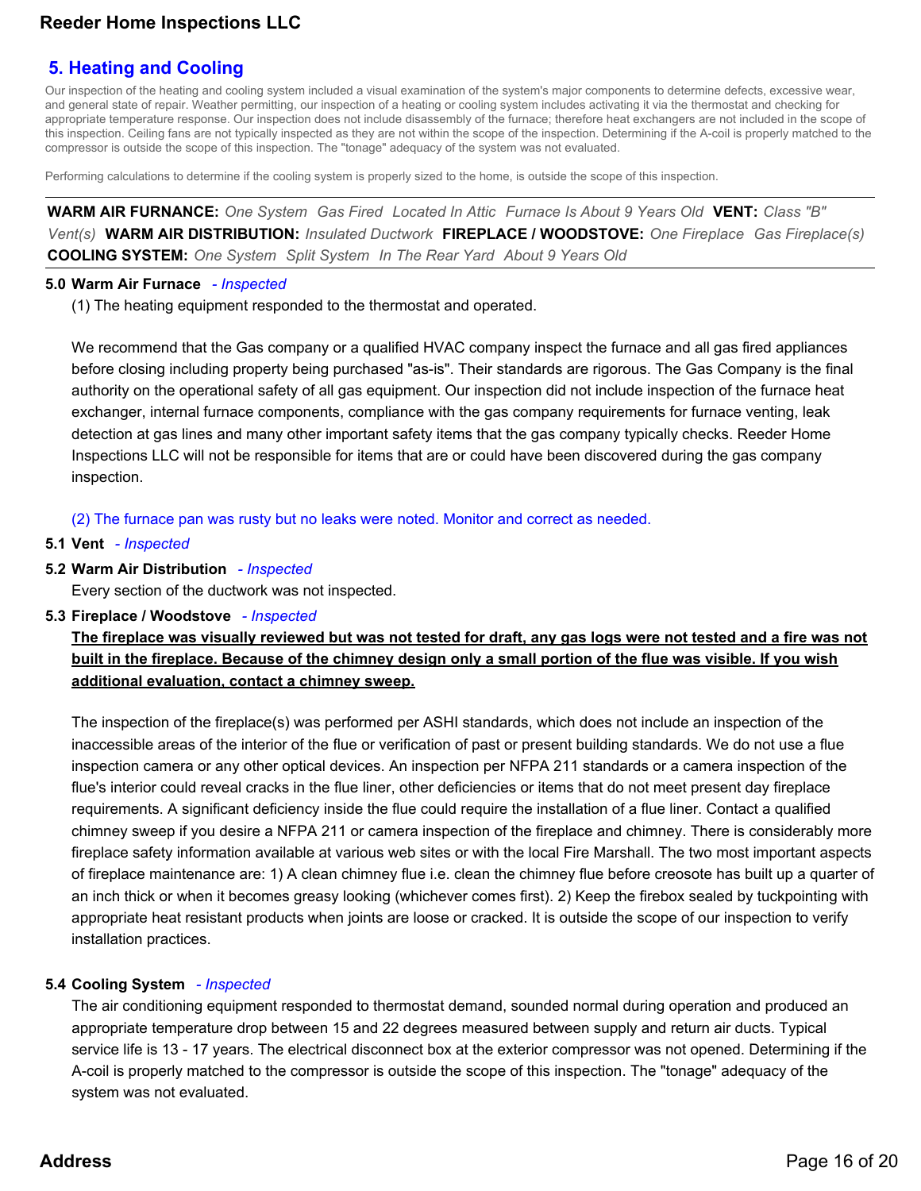## 5. Heating and Cooling

Our inspection of the heating and cooling system included a visual examination of the system's major components to determine defects, excessive wear, and general state of repair. Weather permitting, our inspection of a heating or cooling system includes activating it via the thermostat and checking for appropriate temperature response. Our inspection does not include disassembly of the furnace; therefore heat exchangers are not included in the scope of this inspection. Ceiling fans are not typically inspected as they are not within the scope of the inspection. Determining if the A-coil is properly matched to the compressor is outside the scope of this inspection. The "tonage" adequacy of the system was not evaluated.

Performing calculations to determine if the cooling system is properly sized to the home, is outside the scope of this inspection.

---

**WARM AIR FURNANCE:** *One System Gas Fired Located In Attic Furnace Is About 9 Years Old* **VENT:** *Class "B" Vent(s)* **WARM AIR DISTRIBUTION:** *Insulated Ductwork* **FIREPLACE / WOODSTOVE:** *One Fireplace Gas Fireplace(s)* **COOLING SYSTEM:** *One System Split System In The Rear Yard About 9 Years Old*

---

**5.0 Warm Air Furnace** *- Inspected*

(1) The heating equipment responded to the thermostat and operated.

We recommend that the Gas company or a qualified HVAC company inspect the furnace and all gas fired appliances before closing including property being purchased "as-is". Their standards are rigorous. The Gas Company is the final authority on the operational safety of all gas equipment. Our inspection did not include inspection of the furnace heat exchanger, internal furnace components, compliance with the gas company requirements for furnace venting, leak detection at gas lines and many other important safety items that the gas company typically checks. Reeder Home Inspections LLC will not be responsible for items that are or could have been discovered during the gas company inspection.

(2) The furnace pan was rusty but no leaks were noted. Monitor and correct as needed.

**5.1 Vent** *- Inspected*

**5.2 Warm Air Distribution** *- Inspected*

Every section of the ductwork was not inspected.

**5.3 Fireplace / Woodstove** *- Inspected*

**The fireplace was visually reviewed but was not tested for draft, any gas logs were not tested and a fire was not built in the fireplace. Because of the chimney design only a small portion of the flue was visible. If you wish additional evaluation, contact a chimney sweep.**

The inspection of the fireplace(s) was performed per ASHI standards, which does not include an inspection of the inaccessible areas of the interior of the flue or verification of past or present building standards. We do not use a flue inspection camera or any other optical devices. An inspection per NFPA 211 standards or a camera inspection of the flue's interior could reveal cracks in the flue liner, other deficiencies or items that do not meet present day fireplace requirements. A significant deficiency inside the flue could require the installation of a flue liner. Contact a qualified chimney sweep if you desire a NFPA 211 or camera inspection of the fireplace and chimney. There is considerably more fireplace safety information available at various web sites or with the local Fire Marshall. The two most important aspects of fireplace maintenance are: 1) A clean chimney flue i.e. clean the chimney flue before creosote has built up a quarter of an inch thick or when it becomes greasy looking (whichever comes first). 2) Keep the firebox sealed by tuckpointing with appropriate heat resistant products when joints are loose or cracked. It is outside the scope of our inspection to verify installation practices.

**5.4 Cooling System** *- Inspected*

The air conditioning equipment responded to thermostat demand, sounded normal during operation and produced an appropriate temperature drop between 15 and 22 degrees measured between supply and return air ducts. Typical service life is 13 - 17 years. The electrical disconnect box at the exterior compressor was not opened. Determining if the A-coil is properly matched to the compressor is outside the scope of this inspection. The "tonage" adequacy of the system was not evaluated.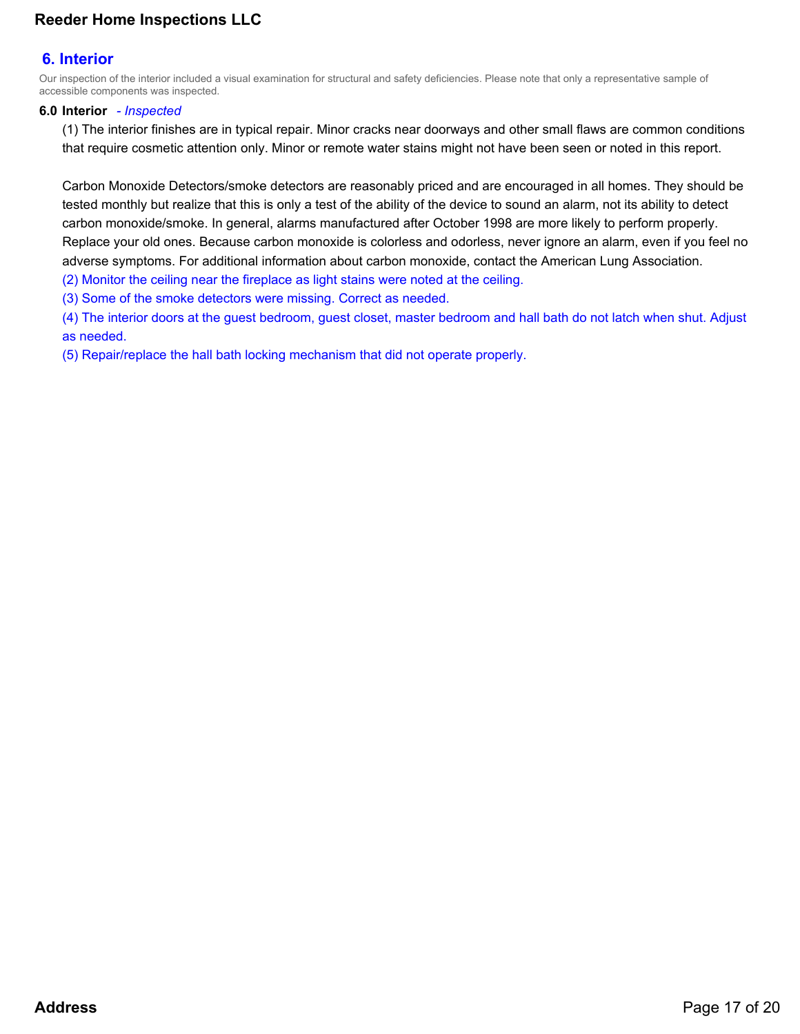## 6. Interior

Our inspection of the interior included a visual examination for structural and safety deficiencies. Please note that only a representative sample of accessible components was inspected.

**6.0 Interior** *- Inspected*

(1) The interior finishes are in typical repair. Minor cracks near doorways and other small flaws are common conditions that require cosmetic attention only. Minor or remote water stains might not have been seen or noted in this report.

Carbon Monoxide Detectors/smoke detectors are reasonably priced and are encouraged in all homes. They should be tested monthly but realize that this is only a test of the ability of the device to sound an alarm, not its ability to detect carbon monoxide/smoke. In general, alarms manufactured after October 1998 are more likely to perform properly. Replace your old ones. Because carbon monoxide is colorless and odorless, never ignore an alarm, even if you feel no adverse symptoms. For additional information about carbon monoxide, contact the American Lung Association.

(2) Monitor the ceiling near the fireplace as light stains were noted at the ceiling.

(3) Some of the smoke detectors were missing. Correct as needed.

(4) The interior doors at the guest bedroom, guest closet, master bedroom and hall bath do not latch when shut. Adjust as needed.

(5) Repair/replace the hall bath locking mechanism that did not operate properly.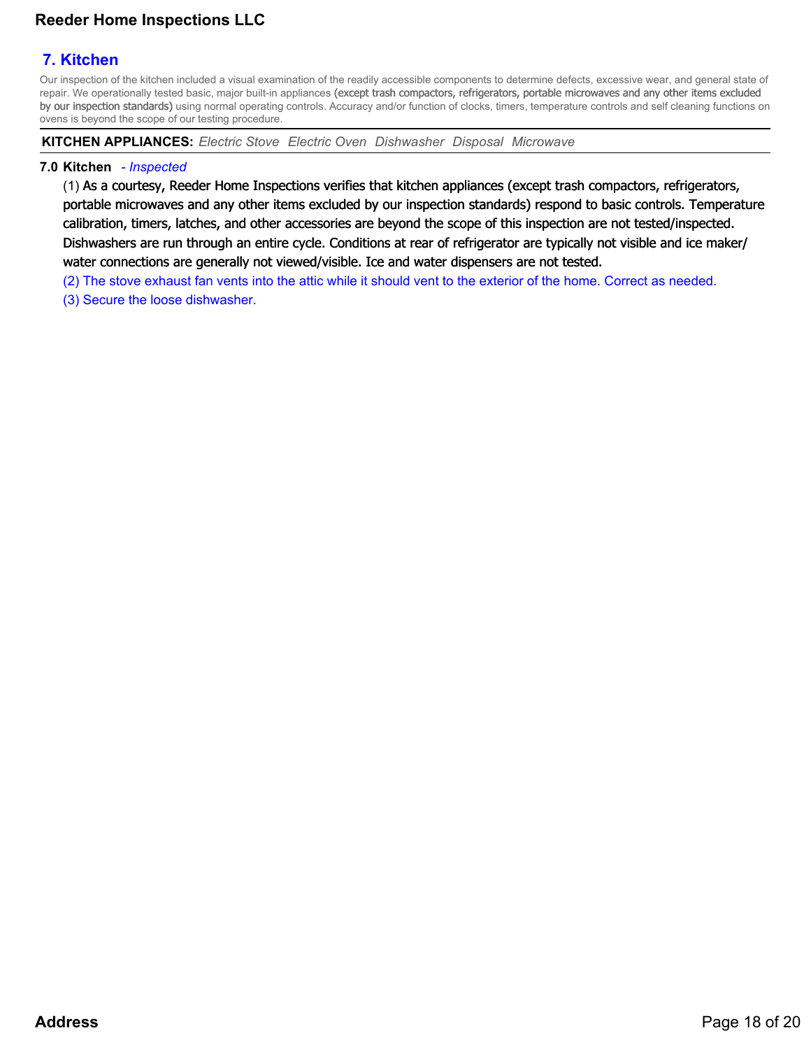## 7. Kitchen

Our inspection of the kitchen included a visual examination of the readily accessible components to determine defects, excessive wear, and general state of repair. We operationally tested basic, major built-in appliances (except trash compactors, refrigerators, portable microwaves and any other items excluded by our inspection standards) using normal operating controls. Accuracy and/or function of clocks, timers, temperature controls and self cleaning functions on ovens is beyond the scope of our testing procedure.

**KITCHEN APPLIANCES:** *Electric Stove  Electric Oven  Dishwasher  Disposal  Microwave*

**7.0 Kitchen** *- Inspected*

(1) As a courtesy, Reeder Home Inspections verifies that kitchen appliances (except trash compactors, refrigerators, portable microwaves and any other items excluded by our inspection standards) respond to basic controls. Temperature calibration, timers, latches, and other accessories are beyond the scope of this inspection are not tested/inspected. Dishwashers are run through an entire cycle. Conditions at rear of refrigerator are typically not visible and ice maker/ water connections are generally not viewed/visible. Ice and water dispensers are not tested.

(2) The stove exhaust fan vents into the attic while it should vent to the exterior of the home. Correct as needed.

(3) Secure the loose dishwasher.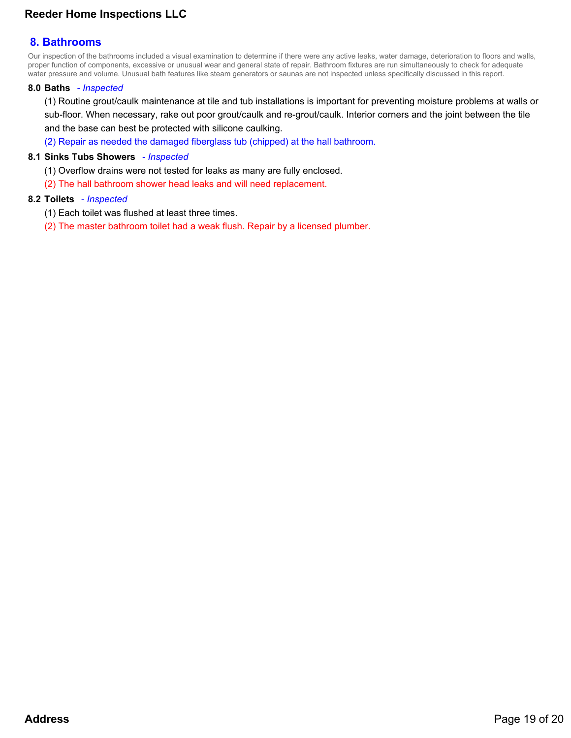## 8. Bathrooms

Our inspection of the bathrooms included a visual examination to determine if there were any active leaks, water damage, deterioration to floors and walls, proper function of components, excessive or unusual wear and general state of repair. Bathroom fixtures are run simultaneously to check for adequate water pressure and volume. Unusual bath features like steam generators or saunas are not inspected unless specifically discussed in this report.

### 8.0 Baths *- Inspected*

(1) Routine grout/caulk maintenance at tile and tub installations is important for preventing moisture problems at walls or sub-floor. When necessary, rake out poor grout/caulk and re-grout/caulk. Interior corners and the joint between the tile and the base can best be protected with silicone caulking.

(2) Repair as needed the damaged fiberglass tub (chipped) at the hall bathroom.

### 8.1 Sinks Tubs Showers *- Inspected*

(1) Overflow drains were not tested for leaks as many are fully enclosed.

(2) The hall bathroom shower head leaks and will need replacement.

### 8.2 Toilets *- Inspected*

(1) Each toilet was flushed at least three times.

(2) The master bathroom toilet had a weak flush. Repair by a licensed plumber.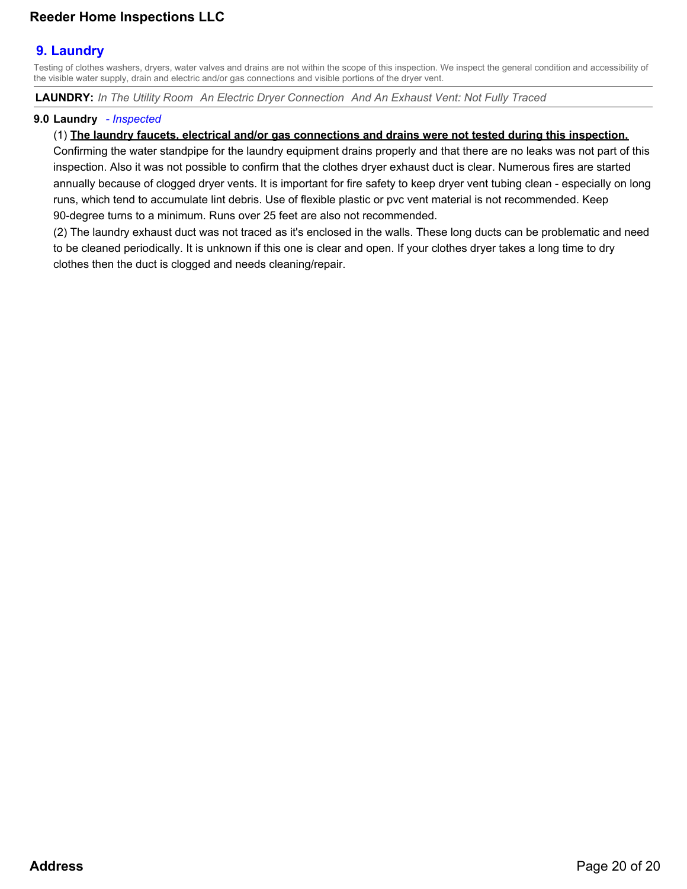## 9. Laundry

Testing of clothes washers, dryers, water valves and drains are not within the scope of this inspection. We inspect the general condition and accessibility of the visible water supply, drain and electric and/or gas connections and visible portions of the dryer vent.

**LAUNDRY:** *In The Utility Room An Electric Dryer Connection And An Exhaust Vent: Not Fully Traced*

**9.0 Laundry** *- Inspected*

(1) **The laundry faucets, electrical and/or gas connections and drains were not tested during this inspection.** Confirming the water standpipe for the laundry equipment drains properly and that there are no leaks was not part of this inspection. Also it was not possible to confirm that the clothes dryer exhaust duct is clear. Numerous fires are started annually because of clogged dryer vents. It is important for fire safety to keep dryer vent tubing clean - especially on long runs, which tend to accumulate lint debris. Use of flexible plastic or pvc vent material is not recommended. Keep 90-degree turns to a minimum. Runs over 25 feet are also not recommended.

(2) The laundry exhaust duct was not traced as it's enclosed in the walls. These long ducts can be problematic and need to be cleaned periodically. It is unknown if this one is clear and open. If your clothes dryer takes a long time to dry clothes then the duct is clogged and needs cleaning/repair.